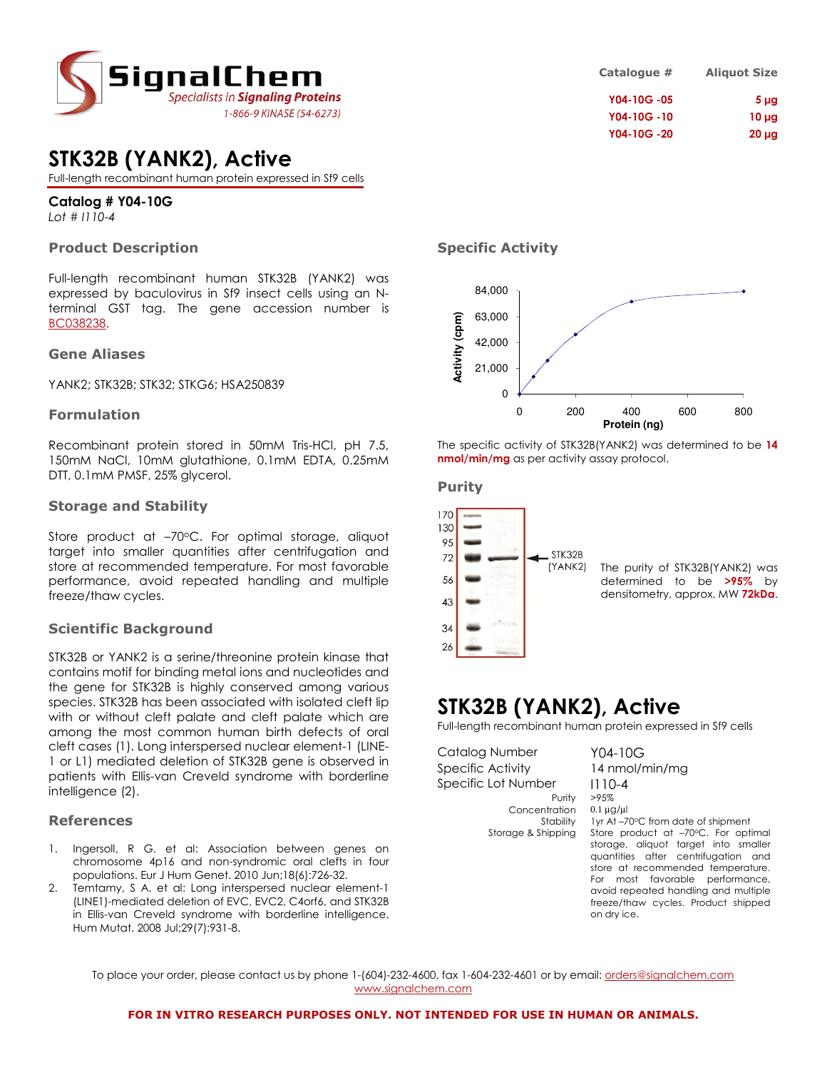SignalChem
Specialists in Signaling Proteins
1-866-9 KINASE (54-6273)

| Catalogue # | Aliquot Size |
|---|---|
| Y04-10G -05 | 5 µg |
| Y04-10G -10 | 10 µg |
| Y04-10G -20 | 20 µg |

# STK32B (YANK2), Active

Full-length recombinant human protein expressed in Sf9 cells

**Catalog # Y04-10G**
*Lot # I110-4*

## Product Description

Full-length recombinant human STK32B (YANK2) was expressed by baculovirus in Sf9 insect cells using an N-terminal GST tag. The gene accession number is BC038238.

## Gene Aliases

YANK2; STK32B; STK32; STKG6; HSA250839

## Formulation

Recombinant protein stored in 50mM Tris-HCl, pH 7.5, 150mM NaCl, 10mM glutathione, 0.1mM EDTA, 0.25mM DTT, 0.1mM PMSF, 25% glycerol.

## Storage and Stability

Store product at –70°C. For optimal storage, aliquot target into smaller quantities after centrifugation and store at recommended temperature. For most favorable performance, avoid repeated handling and multiple freeze/thaw cycles.

## Scientific Background

STK32B or YANK2 is a serine/threonine protein kinase that contains motif for binding metal ions and nucleotides and the gene for STK32B is highly conserved among various species. STK32B has been associated with isolated cleft lip with or without cleft palate and cleft palate which are among the most common human birth defects of oral cleft cases (1). Long interspersed nuclear element-1 (LINE-1 or L1) mediated deletion of STK32B gene is observed in patients with Ellis-van Creveld syndrome with borderline intelligence (2).

## References

1. Ingersoll, R G. et al: Association between genes on chromosome 4p16 and non-syndromic oral clefts in four populations. Eur J Hum Genet. 2010 Jun;18(6):726-32.
2. Temtamy, S A. et al: Long interspersed nuclear element-1 (LINE1)-mediated deletion of EVC, EVC2, C4orf6, and STK32B in Ellis-van Creveld syndrome with borderline intelligence. Hum Mutat. 2008 Jul;29(7):931-8.

## Specific Activity

The specific activity of STK32B(YANK2) was determined to be **14 nmol/min/mg** as per activity assay protocol.

## Purity

The purity of STK32B(YANK2) was determined to be **>95%** by densitometry, approx. MW **72kDa**.

# STK32B (YANK2), Active

Full-length recombinant human protein expressed in Sf9 cells

| | |
|---|---|
| Catalog Number | Y04-10G |
| Specific Activity | 14 nmol/min/mg |
| Specific Lot Number | I110-4 |
| Purity | >95% |
| Concentration | 0.1 µg/µl |
| Stability | 1yr At –70°C from date of shipment |
| Storage & Shipping | Store product at –70°C. For optimal storage, aliquot target into smaller quantities after centrifugation and store at recommended temperature. For most favorable performance, avoid repeated handling and multiple freeze/thaw cycles. Product shipped on dry ice. |

To place your order, please contact us by phone 1-(604)-232-4600, fax 1-604-232-4601 or by email: orders@signalchem.com
www.signalchem.com

**FOR IN VITRO RESEARCH PURPOSES ONLY. NOT INTENDED FOR USE IN HUMAN OR ANIMALS.**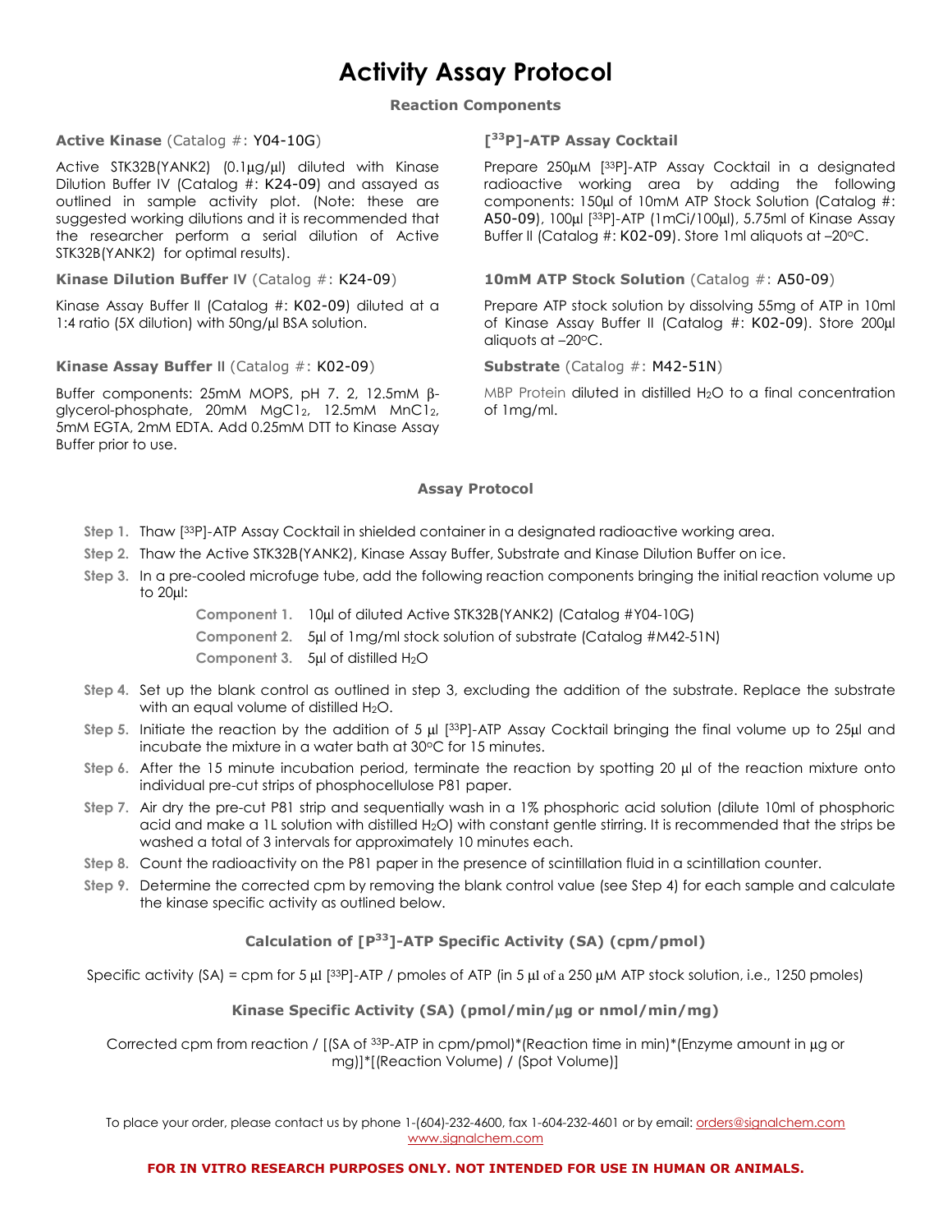# Activity Assay Protocol

## Reaction Components

**Active Kinase** (Catalog #: Y04-10G)

Active STK32B(YANK2) (0.1µg/µl) diluted with Kinase Dilution Buffer IV (Catalog #: K24-09) and assayed as outlined in sample activity plot. (Note: these are suggested working dilutions and it is recommended that the researcher perform a serial dilution of Active STK32B(YANK2) for optimal results).

**Kinase Dilution Buffer IV** (Catalog #: K24-09)

Kinase Assay Buffer II (Catalog #: K02-09) diluted at a 1:4 ratio (5X dilution) with 50ng/µl BSA solution.

**Kinase Assay Buffer II** (Catalog #: K02-09)

Buffer components: 25mM MOPS, pH 7. 2, 12.5mM β-glycerol-phosphate, 20mM $MgCl_2$, 12.5mM $MnCl_2$, 5mM EGTA, 2mM EDTA. Add 0.25mM DTT to Kinase Assay Buffer prior to use.

**[$^{33}$P]-ATP Assay Cocktail**

Prepare 250µM [$^{33}$P]-ATP Assay Cocktail in a designated radioactive working area by adding the following components: 150µl of 10mM ATP Stock Solution (Catalog #: A50-09), 100µl [$^{33}$P]-ATP (1mCi/100µl), 5.75ml of Kinase Assay Buffer II (Catalog #: K02-09). Store 1ml aliquots at –20°C.

**10mM ATP Stock Solution** (Catalog #: A50-09)

Prepare ATP stock solution by dissolving 55mg of ATP in 10ml of Kinase Assay Buffer II (Catalog #: K02-09). Store 200µl aliquots at –20°C.

**Substrate** (Catalog #: M42-51N)

MBP Protein diluted in distilled $H_2O$ to a final concentration of 1mg/ml.

## Assay Protocol

- **Step 1.** Thaw [$^{33}$P]-ATP Assay Cocktail in shielded container in a designated radioactive working area.
- **Step 2.** Thaw the Active STK32B(YANK2), Kinase Assay Buffer, Substrate and Kinase Dilution Buffer on ice.
- **Step 3.** In a pre-cooled microfuge tube, add the following reaction components bringing the initial reaction volume up to 20µl:
  - **Component 1.** 10µl of diluted Active STK32B(YANK2) (Catalog #Y04-10G)
  - **Component 2.** 5µl of 1mg/ml stock solution of substrate (Catalog #M42-51N)
  - **Component 3.** 5µl of distilled $H_2O$
- **Step 4.** Set up the blank control as outlined in step 3, excluding the addition of the substrate. Replace the substrate with an equal volume of distilled $H_2O$.
- **Step 5.** Initiate the reaction by the addition of 5 µl [$^{33}$P]-ATP Assay Cocktail bringing the final volume up to 25µl and incubate the mixture in a water bath at 30°C for 15 minutes.
- **Step 6.** After the 15 minute incubation period, terminate the reaction by spotting 20 µl of the reaction mixture onto individual pre-cut strips of phosphocellulose P81 paper.
- **Step 7.** Air dry the pre-cut P81 strip and sequentially wash in a 1% phosphoric acid solution (dilute 10ml of phosphoric acid and make a 1L solution with distilled $H_2O$) with constant gentle stirring. It is recommended that the strips be washed a total of 3 intervals for approximately 10 minutes each.
- **Step 8.** Count the radioactivity on the P81 paper in the presence of scintillation fluid in a scintillation counter.
- **Step 9.** Determine the corrected cpm by removing the blank control value (see Step 4) for each sample and calculate the kinase specific activity as outlined below.

### Calculation of [P$^{33}$]-ATP Specific Activity (SA) (cpm/pmol)

Specific activity (SA) = cpm for 5 µl [$^{33}$P]-ATP / pmoles of ATP (in 5 µl of a 250 µM ATP stock solution, i.e., 1250 pmoles)

### Kinase Specific Activity (SA) (pmol/min/µg or nmol/min/mg)

Corrected cpm from reaction / [(SA of $^{33}$P-ATP in cpm/pmol)*(Reaction time in min)*(Enzyme amount in µg or mg)]*[(Reaction Volume) / (Spot Volume)]

To place your order, please contact us by phone 1-(604)-232-4600, fax 1-604-232-4601 or by email: orders@signalchem.com
www.signalchem.com

**FOR IN VITRO RESEARCH PURPOSES ONLY. NOT INTENDED FOR USE IN HUMAN OR ANIMALS.**